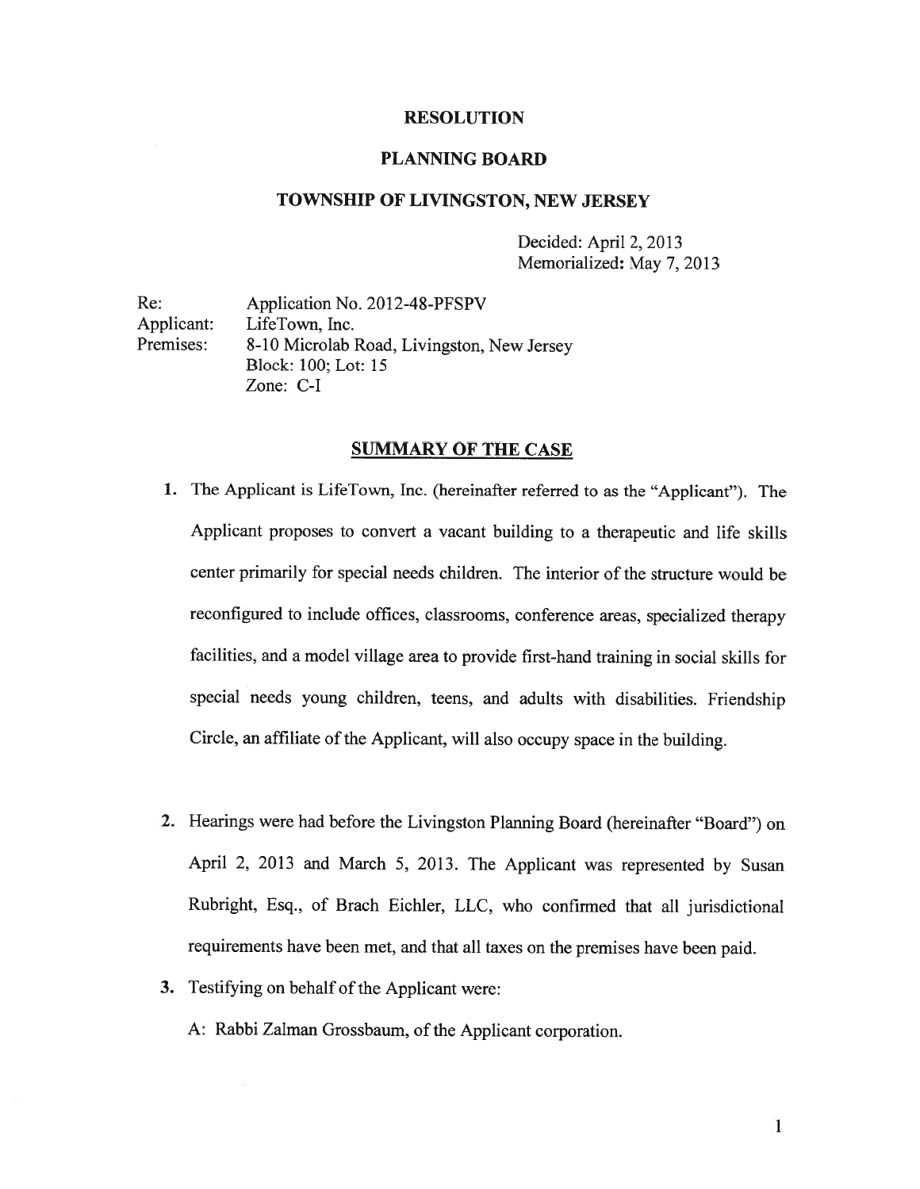**RESOLUTION**

**PLANNING BOARD**

**TOWNSHIP OF LIVINGSTON, NEW JERSEY**

Decided: April 2, 2013
Memorialized: May 7, 2013

Re: Application No. 2012-48-PFSPV
Applicant: LifeTown, Inc.
Premises: 8-10 Microlab Road, Livingston, New Jersey
Block: 100; Lot: 15
Zone: C-I

**SUMMARY OF THE CASE**

1. The Applicant is LifeTown, Inc. (hereinafter referred to as the "Applicant"). The Applicant proposes to convert a vacant building to a therapeutic and life skills center primarily for special needs children. The interior of the structure would be reconfigured to include offices, classrooms, conference areas, specialized therapy facilities, and a model village area to provide first-hand training in social skills for special needs young children, teens, and adults with disabilities. Friendship Circle, an affiliate of the Applicant, will also occupy space in the building.

2. Hearings were had before the Livingston Planning Board (hereinafter "Board") on April 2, 2013 and March 5, 2013. The Applicant was represented by Susan Rubright, Esq., of Brach Eichler, LLC, who confirmed that all jurisdictional requirements have been met, and that all taxes on the premises have been paid.

3. Testifying on behalf of the Applicant were:

   A: Rabbi Zalman Grossbaum, of the Applicant corporation.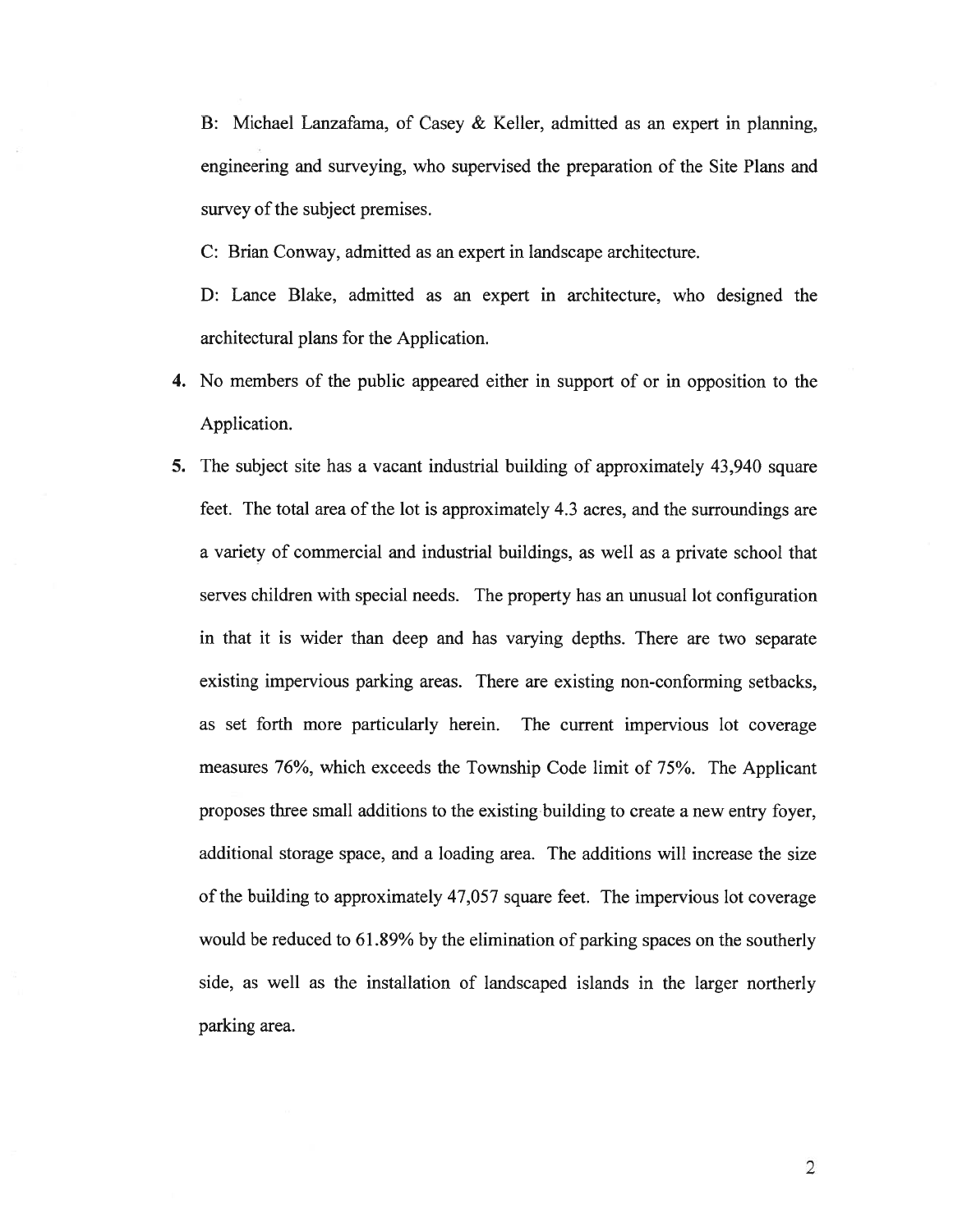B: Michael Lanzafama, of Casey & Keller, admitted as an expert in planning, engineering and surveying, who supervised the preparation of the Site Plans and survey of the subject premises.

C: Brian Conway, admitted as an expert in landscape architecture.

D: Lance Blake, admitted as an expert in architecture, who designed the architectural plans for the Application.

**4.** No members of the public appeared either in support of or in opposition to the Application.

**5.** The subject site has a vacant industrial building of approximately 43,940 square feet. The total area of the lot is approximately 4.3 acres, and the surroundings are a variety of commercial and industrial buildings, as well as a private school that serves children with special needs. The property has an unusual lot configuration in that it is wider than deep and has varying depths. There are two separate existing impervious parking areas. There are existing non-conforming setbacks, as set forth more particularly herein. The current impervious lot coverage measures 76%, which exceeds the Township Code limit of 75%. The Applicant proposes three small additions to the existing building to create a new entry foyer, additional storage space, and a loading area. The additions will increase the size of the building to approximately 47,057 square feet. The impervious lot coverage would be reduced to 61.89% by the elimination of parking spaces on the southerly side, as well as the installation of landscaped islands in the larger northerly parking area.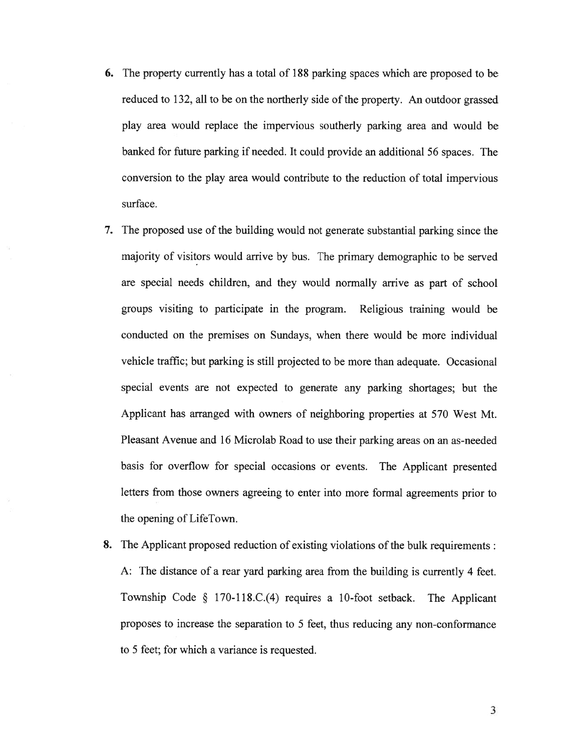6. The property currently has a total of 188 parking spaces which are proposed to be reduced to 132, all to be on the northerly side of the property. An outdoor grassed play area would replace the impervious southerly parking area and would be banked for future parking if needed. It could provide an additional 56 spaces. The conversion to the play area would contribute to the reduction of total impervious surface.

7. The proposed use of the building would not generate substantial parking since the majority of visitors would arrive by bus. The primary demographic to be served are special needs children, and they would normally arrive as part of school groups visiting to participate in the program. Religious training would be conducted on the premises on Sundays, when there would be more individual vehicle traffic; but parking is still projected to be more than adequate. Occasional special events are not expected to generate any parking shortages; but the Applicant has arranged with owners of neighboring properties at 570 West Mt. Pleasant Avenue and 16 Microlab Road to use their parking areas on an as-needed basis for overflow for special occasions or events. The Applicant presented letters from those owners agreeing to enter into more formal agreements prior to the opening of LifeTown.

8. The Applicant proposed reduction of existing violations of the bulk requirements :

   A: The distance of a rear yard parking area from the building is currently 4 feet. Township Code § 170-118.C.(4) requires a 10-foot setback. The Applicant proposes to increase the separation to 5 feet, thus reducing any non-conformance to 5 feet; for which a variance is requested.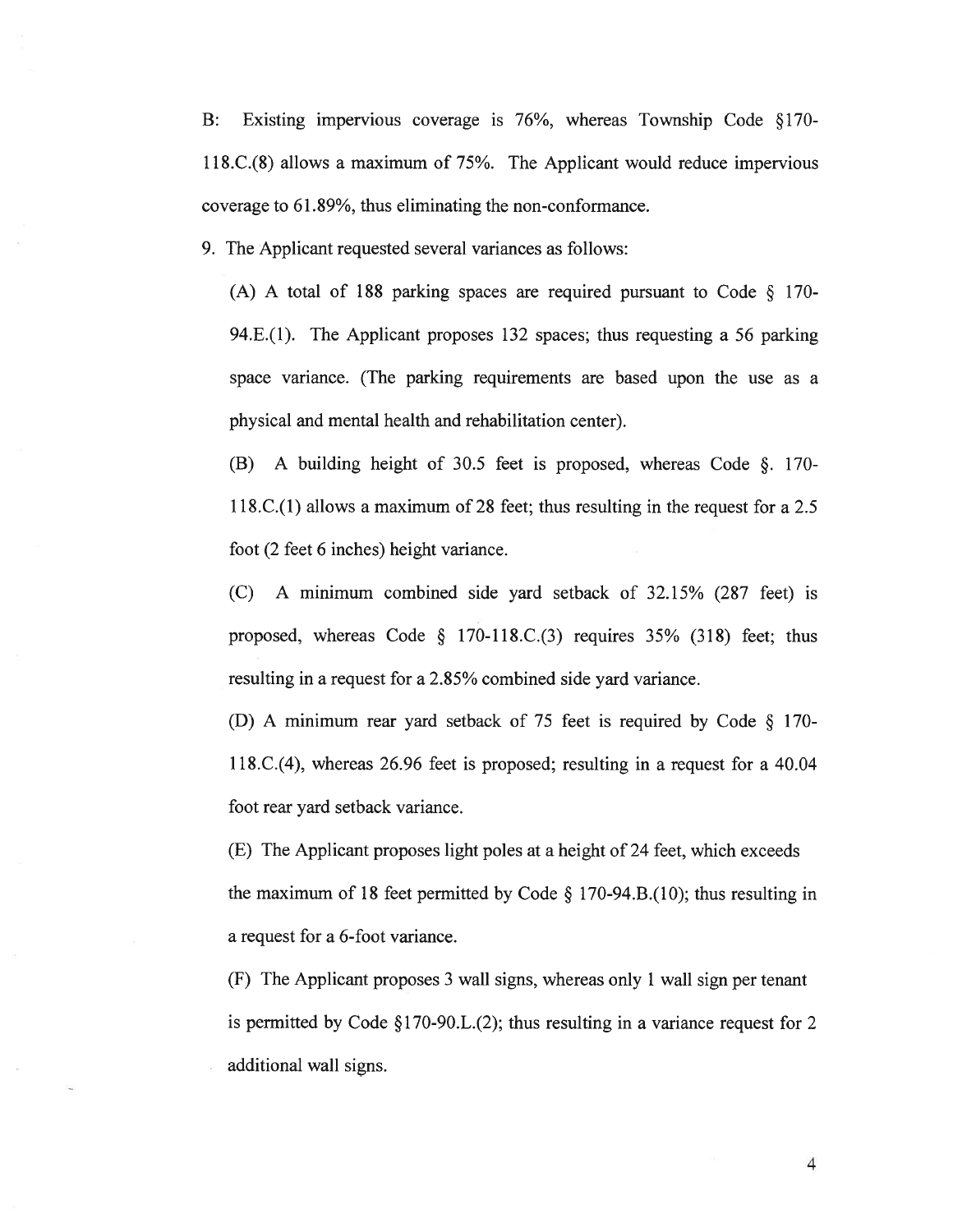B: Existing impervious coverage is 76%, whereas Township Code §170-118.C.(8) allows a maximum of 75%. The Applicant would reduce impervious coverage to 61.89%, thus eliminating the non-conformance.

9. The Applicant requested several variances as follows:

(A) A total of 188 parking spaces are required pursuant to Code § 170-94.E.(1). The Applicant proposes 132 spaces; thus requesting a 56 parking space variance. (The parking requirements are based upon the use as a physical and mental health and rehabilitation center).

(B) A building height of 30.5 feet is proposed, whereas Code §. 170-118.C.(1) allows a maximum of 28 feet; thus resulting in the request for a 2.5 foot (2 feet 6 inches) height variance.

(C) A minimum combined side yard setback of 32.15% (287 feet) is proposed, whereas Code § 170-118.C.(3) requires 35% (318) feet; thus resulting in a request for a 2.85% combined side yard variance.

(D) A minimum rear yard setback of 75 feet is required by Code § 170-118.C.(4), whereas 26.96 feet is proposed; resulting in a request for a 40.04 foot rear yard setback variance.

(E) The Applicant proposes light poles at a height of 24 feet, which exceeds the maximum of 18 feet permitted by Code § 170-94.B.(10); thus resulting in a request for a 6-foot variance.

(F) The Applicant proposes 3 wall signs, whereas only 1 wall sign per tenant is permitted by Code §170-90.L.(2); thus resulting in a variance request for 2 additional wall signs.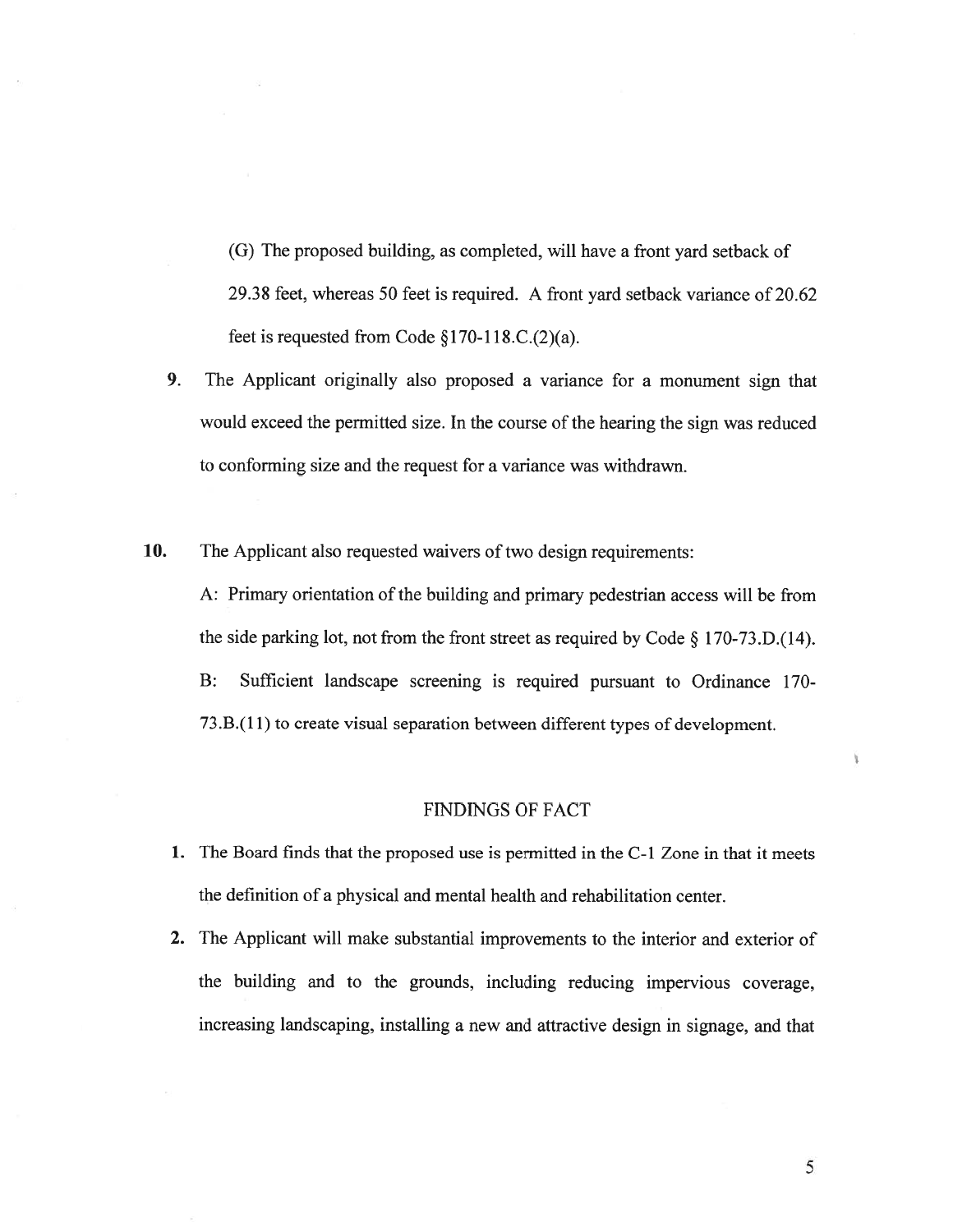(G) The proposed building, as completed, will have a front yard setback of 29.38 feet, whereas 50 feet is required. A front yard setback variance of 20.62 feet is requested from Code §170-118.C.(2)(a).

9. The Applicant originally also proposed a variance for a monument sign that would exceed the permitted size. In the course of the hearing the sign was reduced to conforming size and the request for a variance was withdrawn.

10. The Applicant also requested waivers of two design requirements:

    A: Primary orientation of the building and primary pedestrian access will be from the side parking lot, not from the front street as required by Code § 170-73.D.(14).

    B: Sufficient landscape screening is required pursuant to Ordinance 170-73.B.(11) to create visual separation between different types of development.

## FINDINGS OF FACT

1. The Board finds that the proposed use is permitted in the C-1 Zone in that it meets the definition of a physical and mental health and rehabilitation center.
2. The Applicant will make substantial improvements to the interior and exterior of the building and to the grounds, including reducing impervious coverage, increasing landscaping, installing a new and attractive design in signage, and that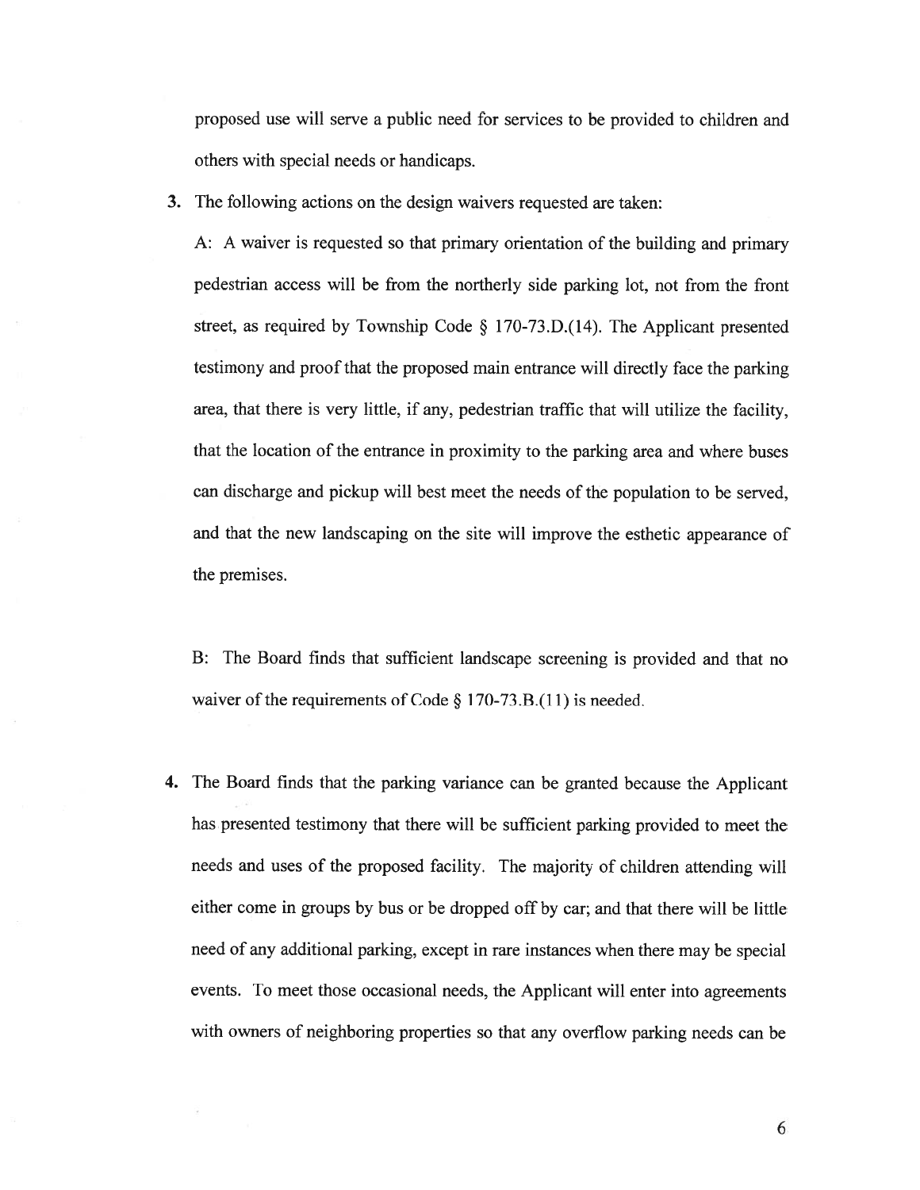proposed use will serve a public need for services to be provided to children and others with special needs or handicaps.

3. The following actions on the design waivers requested are taken:

   A: A waiver is requested so that primary orientation of the building and primary pedestrian access will be from the northerly side parking lot, not from the front street, as required by Township Code § 170-73.D.(14). The Applicant presented testimony and proof that the proposed main entrance will directly face the parking area, that there is very little, if any, pedestrian traffic that will utilize the facility, that the location of the entrance in proximity to the parking area and where buses can discharge and pickup will best meet the needs of the population to be served, and that the new landscaping on the site will improve the esthetic appearance of the premises.

   B: The Board finds that sufficient landscape screening is provided and that no waiver of the requirements of Code § 170-73.B.(11) is needed.

4. The Board finds that the parking variance can be granted because the Applicant has presented testimony that there will be sufficient parking provided to meet the needs and uses of the proposed facility. The majority of children attending will either come in groups by bus or be dropped off by car; and that there will be little need of any additional parking, except in rare instances when there may be special events. To meet those occasional needs, the Applicant will enter into agreements with owners of neighboring properties so that any overflow parking needs can be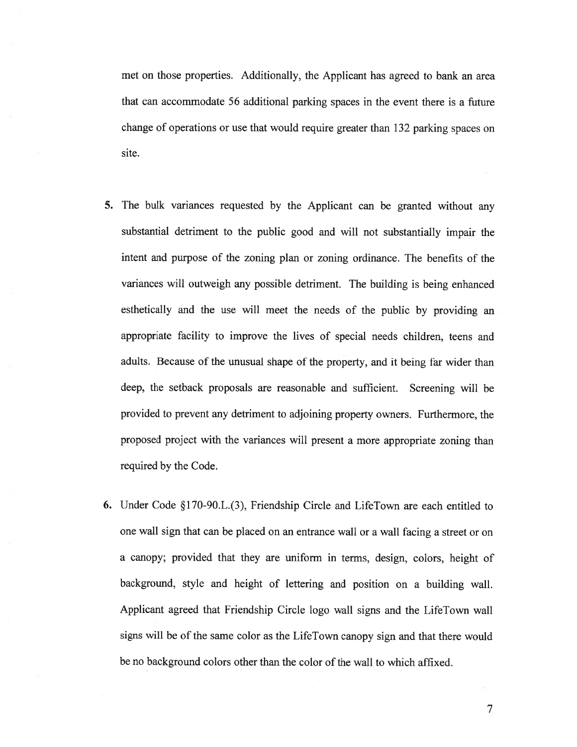met on those properties. Additionally, the Applicant has agreed to bank an area that can accommodate 56 additional parking spaces in the event there is a future change of operations or use that would require greater than 132 parking spaces on site.

5. The bulk variances requested by the Applicant can be granted without any substantial detriment to the public good and will not substantially impair the intent and purpose of the zoning plan or zoning ordinance. The benefits of the variances will outweigh any possible detriment. The building is being enhanced esthetically and the use will meet the needs of the public by providing an appropriate facility to improve the lives of special needs children, teens and adults. Because of the unusual shape of the property, and it being far wider than deep, the setback proposals are reasonable and sufficient. Screening will be provided to prevent any detriment to adjoining property owners. Furthermore, the proposed project with the variances will present a more appropriate zoning than required by the Code.

6. Under Code §170-90.L.(3), Friendship Circle and LifeTown are each entitled to one wall sign that can be placed on an entrance wall or a wall facing a street or on a canopy; provided that they are uniform in terms, design, colors, height of background, style and height of lettering and position on a building wall. Applicant agreed that Friendship Circle logo wall signs and the LifeTown wall signs will be of the same color as the LifeTown canopy sign and that there would be no background colors other than the color of the wall to which affixed.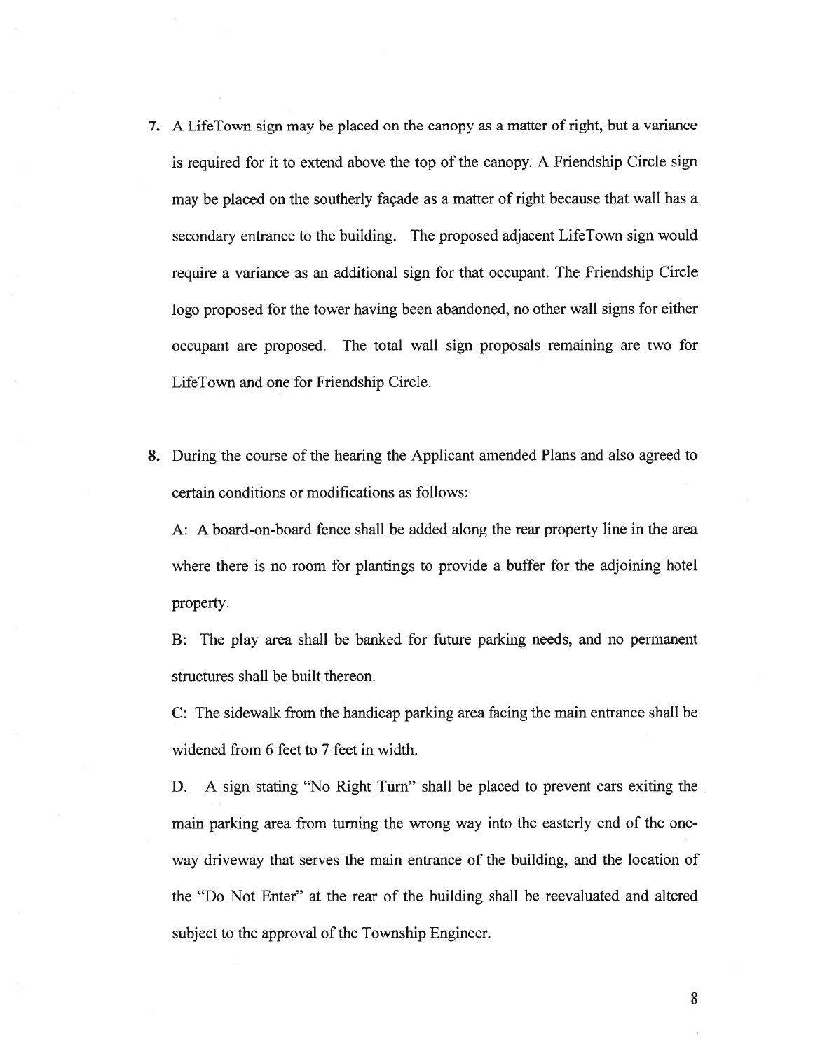7. A LifeTown sign may be placed on the canopy as a matter of right, but a variance is required for it to extend above the top of the canopy. A Friendship Circle sign may be placed on the southerly façade as a matter of right because that wall has a secondary entrance to the building. The proposed adjacent LifeTown sign would require a variance as an additional sign for that occupant. The Friendship Circle logo proposed for the tower having been abandoned, no other wall signs for either occupant are proposed. The total wall sign proposals remaining are two for LifeTown and one for Friendship Circle.

8. During the course of the hearing the Applicant amended Plans and also agreed to certain conditions or modifications as follows:

   A: A board-on-board fence shall be added along the rear property line in the area where there is no room for plantings to provide a buffer for the adjoining hotel property.

   B: The play area shall be banked for future parking needs, and no permanent structures shall be built thereon.

   C: The sidewalk from the handicap parking area facing the main entrance shall be widened from 6 feet to 7 feet in width.

   D. A sign stating "No Right Turn" shall be placed to prevent cars exiting the main parking area from turning the wrong way into the easterly end of the one-way driveway that serves the main entrance of the building, and the location of the "Do Not Enter" at the rear of the building shall be reevaluated and altered subject to the approval of the Township Engineer.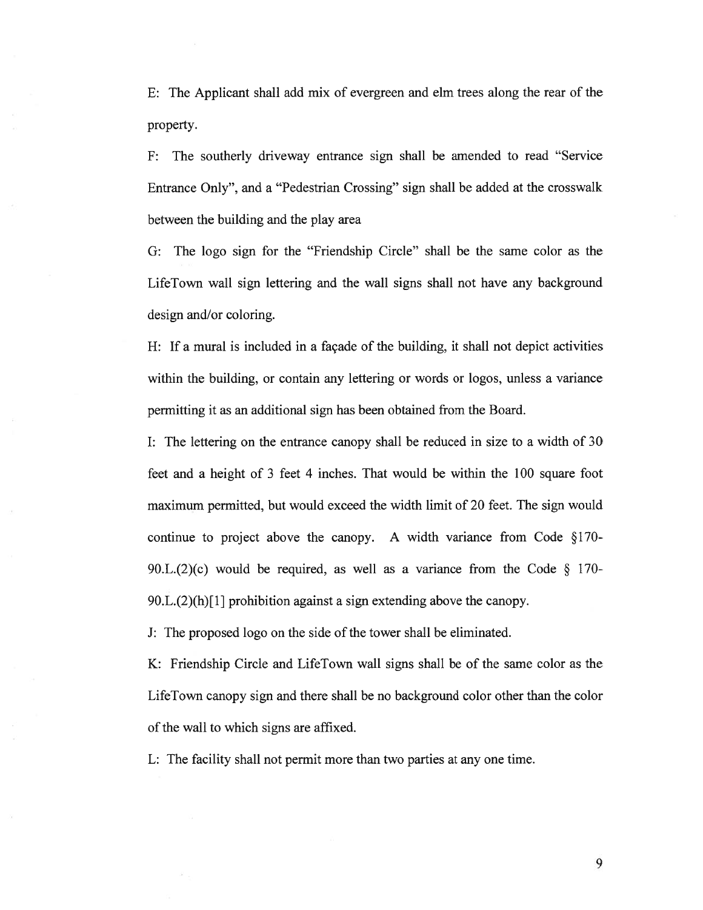E: The Applicant shall add mix of evergreen and elm trees along the rear of the property.

F: The southerly driveway entrance sign shall be amended to read "Service Entrance Only", and a "Pedestrian Crossing" sign shall be added at the crosswalk between the building and the play area

G: The logo sign for the "Friendship Circle" shall be the same color as the LifeTown wall sign lettering and the wall signs shall not have any background design and/or coloring.

H: If a mural is included in a façade of the building, it shall not depict activities within the building, or contain any lettering or words or logos, unless a variance permitting it as an additional sign has been obtained from the Board.

I: The lettering on the entrance canopy shall be reduced in size to a width of 30 feet and a height of 3 feet 4 inches. That would be within the 100 square foot maximum permitted, but would exceed the width limit of 20 feet. The sign would continue to project above the canopy. A width variance from Code §170-90.L.(2)(c) would be required, as well as a variance from the Code § 170-90.L.(2)(h)[1] prohibition against a sign extending above the canopy.

J: The proposed logo on the side of the tower shall be eliminated.

K: Friendship Circle and LifeTown wall signs shall be of the same color as the LifeTown canopy sign and there shall be no background color other than the color of the wall to which signs are affixed.

L: The facility shall not permit more than two parties at any one time.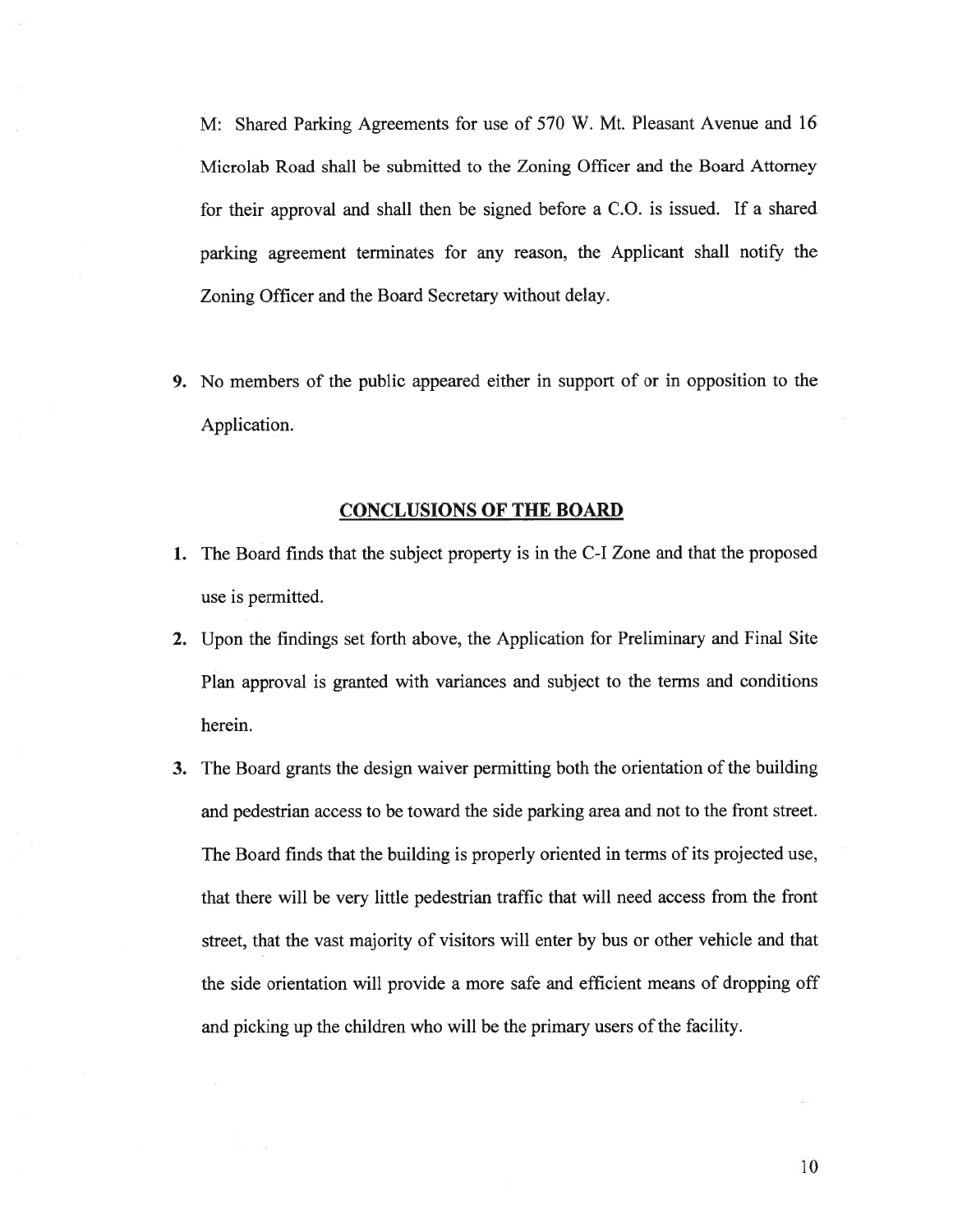M: Shared Parking Agreements for use of 570 W. Mt. Pleasant Avenue and 16 Microlab Road shall be submitted to the Zoning Officer and the Board Attorney for their approval and shall then be signed before a C.O. is issued. If a shared parking agreement terminates for any reason, the Applicant shall notify the Zoning Officer and the Board Secretary without delay.

9. No members of the public appeared either in support of or in opposition to the Application.

## CONCLUSIONS OF THE BOARD

1. The Board finds that the subject property is in the C-I Zone and that the proposed use is permitted.
2. Upon the findings set forth above, the Application for Preliminary and Final Site Plan approval is granted with variances and subject to the terms and conditions herein.
3. The Board grants the design waiver permitting both the orientation of the building and pedestrian access to be toward the side parking area and not to the front street. The Board finds that the building is properly oriented in terms of its projected use, that there will be very little pedestrian traffic that will need access from the front street, that the vast majority of visitors will enter by bus or other vehicle and that the side orientation will provide a more safe and efficient means of dropping off and picking up the children who will be the primary users of the facility.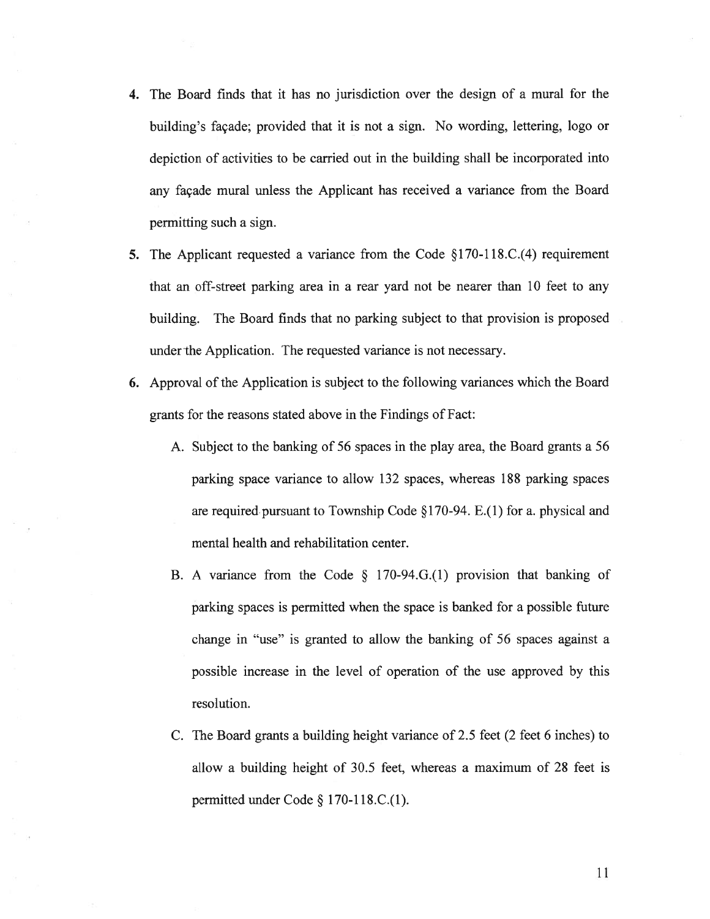4. The Board finds that it has no jurisdiction over the design of a mural for the building's façade; provided that it is not a sign. No wording, lettering, logo or depiction of activities to be carried out in the building shall be incorporated into any façade mural unless the Applicant has received a variance from the Board permitting such a sign.

5. The Applicant requested a variance from the Code §170-118.C.(4) requirement that an off-street parking area in a rear yard not be nearer than 10 feet to any building. The Board finds that no parking subject to that provision is proposed under the Application. The requested variance is not necessary.

6. Approval of the Application is subject to the following variances which the Board grants for the reasons stated above in the Findings of Fact:

   A. Subject to the banking of 56 spaces in the play area, the Board grants a 56 parking space variance to allow 132 spaces, whereas 188 parking spaces are required pursuant to Township Code §170-94. E.(1) for a. physical and mental health and rehabilitation center.

   B. A variance from the Code § 170-94.G.(1) provision that banking of parking spaces is permitted when the space is banked for a possible future change in "use" is granted to allow the banking of 56 spaces against a possible increase in the level of operation of the use approved by this resolution.

   C. The Board grants a building height variance of 2.5 feet (2 feet 6 inches) to allow a building height of 30.5 feet, whereas a maximum of 28 feet is permitted under Code § 170-118.C.(1).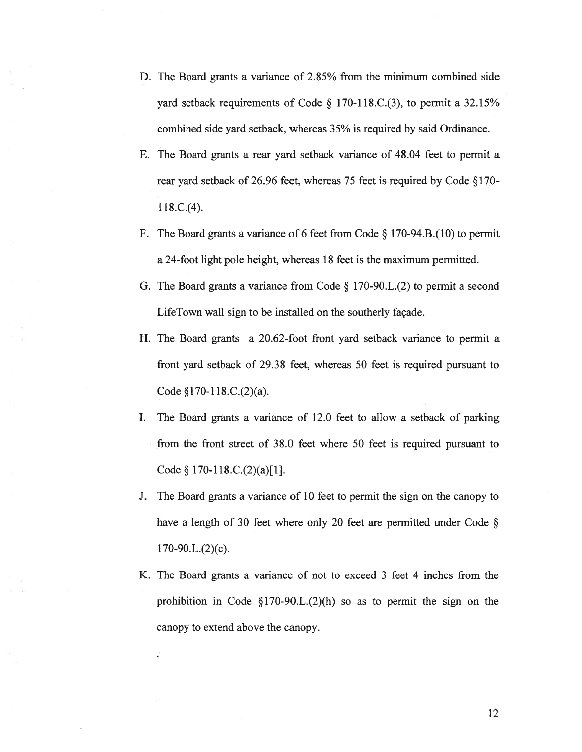D. The Board grants a variance of 2.85% from the minimum combined side yard setback requirements of Code § 170-118.C.(3), to permit a 32.15% combined side yard setback, whereas 35% is required by said Ordinance.

E. The Board grants a rear yard setback variance of 48.04 feet to permit a rear yard setback of 26.96 feet, whereas 75 feet is required by Code §170-118.C.(4).

F. The Board grants a variance of 6 feet from Code § 170-94.B.(10) to permit a 24-foot light pole height, whereas 18 feet is the maximum permitted.

G. The Board grants a variance from Code § 170-90.L.(2) to permit a second LifeTown wall sign to be installed on the southerly façade.

H. The Board grants a 20.62-foot front yard setback variance to permit a front yard setback of 29.38 feet, whereas 50 feet is required pursuant to Code §170-118.C.(2)(a).

I. The Board grants a variance of 12.0 feet to allow a setback of parking from the front street of 38.0 feet where 50 feet is required pursuant to Code § 170-118.C.(2)(a)[1].

J. The Board grants a variance of 10 feet to permit the sign on the canopy to have a length of 30 feet where only 20 feet are permitted under Code § 170-90.L.(2)(c).

K. The Board grants a variance of not to exceed 3 feet 4 inches from the prohibition in Code §170-90.L.(2)(h) so as to permit the sign on the canopy to extend above the canopy.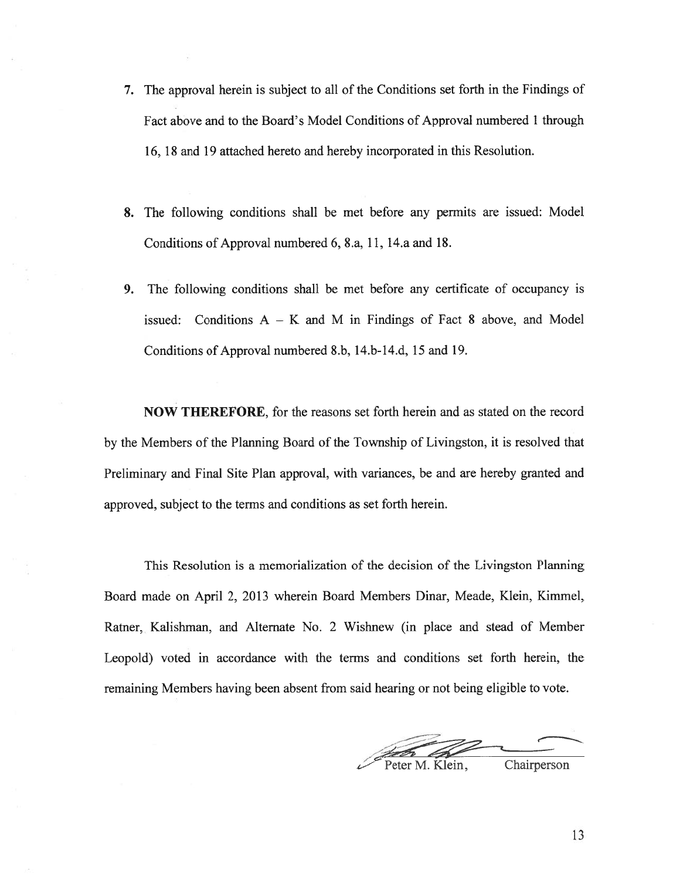7. The approval herein is subject to all of the Conditions set forth in the Findings of Fact above and to the Board's Model Conditions of Approval numbered 1 through 16, 18 and 19 attached hereto and hereby incorporated in this Resolution.

8. The following conditions shall be met before any permits are issued: Model Conditions of Approval numbered 6, 8.a, 11, 14.a and 18.

9. The following conditions shall be met before any certificate of occupancy is issued: Conditions A – K and M in Findings of Fact 8 above, and Model Conditions of Approval numbered 8.b, 14.b-14.d, 15 and 19.

**NOW THEREFORE**, for the reasons set forth herein and as stated on the record by the Members of the Planning Board of the Township of Livingston, it is resolved that Preliminary and Final Site Plan approval, with variances, be and are hereby granted and approved, subject to the terms and conditions as set forth herein.

This Resolution is a memorialization of the decision of the Livingston Planning Board made on April 2, 2013 wherein Board Members Dinar, Meade, Klein, Kimmel, Ratner, Kalishman, and Alternate No. 2 Wishnew (in place and stead of Member Leopold) voted in accordance with the terms and conditions set forth herein, the remaining Members having been absent from said hearing or not being eligible to vote.

Peter M. Klein, Chairperson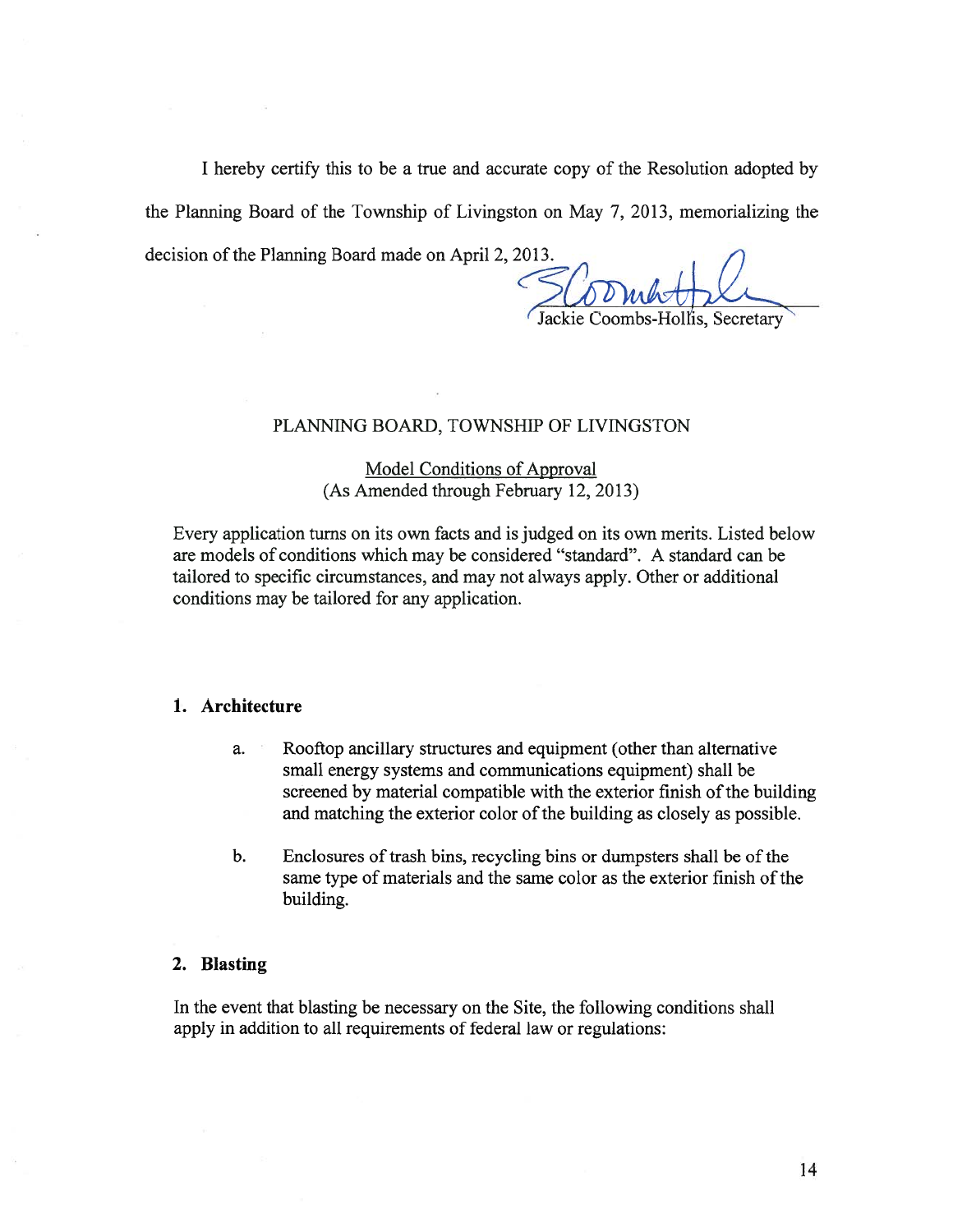I hereby certify this to be a true and accurate copy of the Resolution adopted by the Planning Board of the Township of Livingston on May 7, 2013, memorializing the decision of the Planning Board made on April 2, 2013.

Jackie Coombs-Hollis, Secretary

PLANNING BOARD, TOWNSHIP OF LIVINGSTON

Model Conditions of Approval
(As Amended through February 12, 2013)

Every application turns on its own facts and is judged on its own merits. Listed below are models of conditions which may be considered "standard". A standard can be tailored to specific circumstances, and may not always apply. Other or additional conditions may be tailored for any application.

## 1. Architecture

a. Rooftop ancillary structures and equipment (other than alternative small energy systems and communications equipment) shall be screened by material compatible with the exterior finish of the building and matching the exterior color of the building as closely as possible.

b. Enclosures of trash bins, recycling bins or dumpsters shall be of the same type of materials and the same color as the exterior finish of the building.

## 2. Blasting

In the event that blasting be necessary on the Site, the following conditions shall apply in addition to all requirements of federal law or regulations: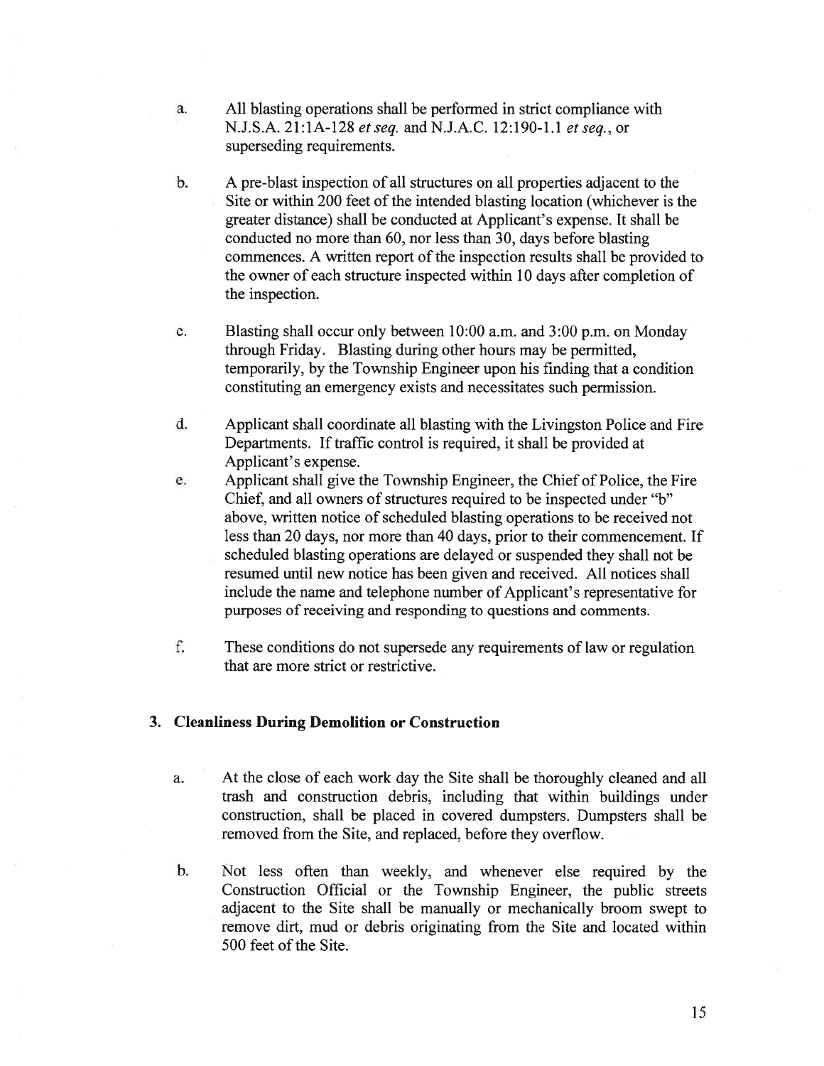a. All blasting operations shall be performed in strict compliance with N.J.S.A. 21:1A-128 *et seq.* and N.J.A.C. 12:190-1.1 *et seq.*, or superseding requirements.

b. A pre-blast inspection of all structures on all properties adjacent to the Site or within 200 feet of the intended blasting location (whichever is the greater distance) shall be conducted at Applicant's expense. It shall be conducted no more than 60, nor less than 30, days before blasting commences. A written report of the inspection results shall be provided to the owner of each structure inspected within 10 days after completion of the inspection.

c. Blasting shall occur only between 10:00 a.m. and 3:00 p.m. on Monday through Friday. Blasting during other hours may be permitted, temporarily, by the Township Engineer upon his finding that a condition constituting an emergency exists and necessitates such permission.

d. Applicant shall coordinate all blasting with the Livingston Police and Fire Departments. If traffic control is required, it shall be provided at Applicant's expense.

e. Applicant shall give the Township Engineer, the Chief of Police, the Fire Chief, and all owners of structures required to be inspected under "b" above, written notice of scheduled blasting operations to be received not less than 20 days, nor more than 40 days, prior to their commencement. If scheduled blasting operations are delayed or suspended they shall not be resumed until new notice has been given and received. All notices shall include the name and telephone number of Applicant's representative for purposes of receiving and responding to questions and comments.

f. These conditions do not supersede any requirements of law or regulation that are more strict or restrictive.

### 3. Cleanliness During Demolition or Construction

a. At the close of each work day the Site shall be thoroughly cleaned and all trash and construction debris, including that within buildings under construction, shall be placed in covered dumpsters. Dumpsters shall be removed from the Site, and replaced, before they overflow.

b. Not less often than weekly, and whenever else required by the Construction Official or the Township Engineer, the public streets adjacent to the Site shall be manually or mechanically broom swept to remove dirt, mud or debris originating from the Site and located within 500 feet of the Site.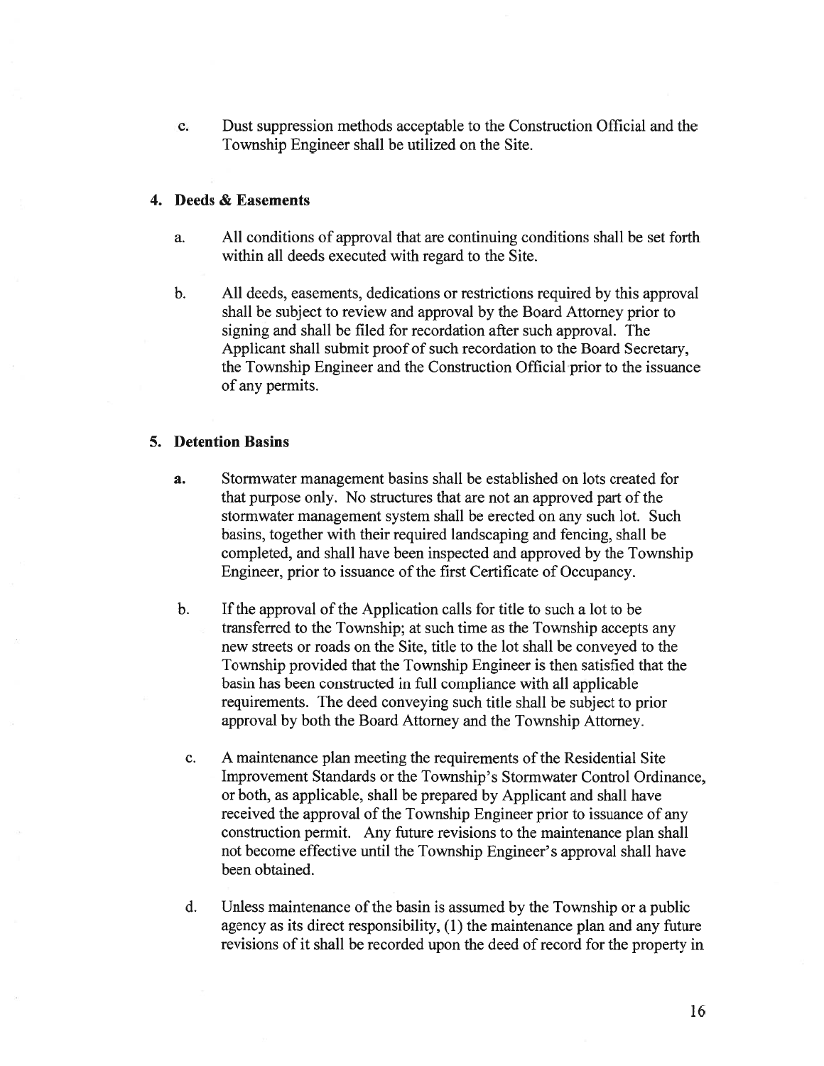c. Dust suppression methods acceptable to the Construction Official and the Township Engineer shall be utilized on the Site.

**4. Deeds & Easements**

a. All conditions of approval that are continuing conditions shall be set forth within all deeds executed with regard to the Site.

b. All deeds, easements, dedications or restrictions required by this approval shall be subject to review and approval by the Board Attorney prior to signing and shall be filed for recordation after such approval. The Applicant shall submit proof of such recordation to the Board Secretary, the Township Engineer and the Construction Official prior to the issuance of any permits.

**5. Detention Basins**

**a.** Stormwater management basins shall be established on lots created for that purpose only. No structures that are not an approved part of the stormwater management system shall be erected on any such lot. Such basins, together with their required landscaping and fencing, shall be completed, and shall have been inspected and approved by the Township Engineer, prior to issuance of the first Certificate of Occupancy.

b. If the approval of the Application calls for title to such a lot to be transferred to the Township; at such time as the Township accepts any new streets or roads on the Site, title to the lot shall be conveyed to the Township provided that the Township Engineer is then satisfied that the basin has been constructed in full compliance with all applicable requirements. The deed conveying such title shall be subject to prior approval by both the Board Attorney and the Township Attorney.

c. A maintenance plan meeting the requirements of the Residential Site Improvement Standards or the Township's Stormwater Control Ordinance, or both, as applicable, shall be prepared by Applicant and shall have received the approval of the Township Engineer prior to issuance of any construction permit. Any future revisions to the maintenance plan shall not become effective until the Township Engineer's approval shall have been obtained.

d. Unless maintenance of the basin is assumed by the Township or a public agency as its direct responsibility, (1) the maintenance plan and any future revisions of it shall be recorded upon the deed of record for the property in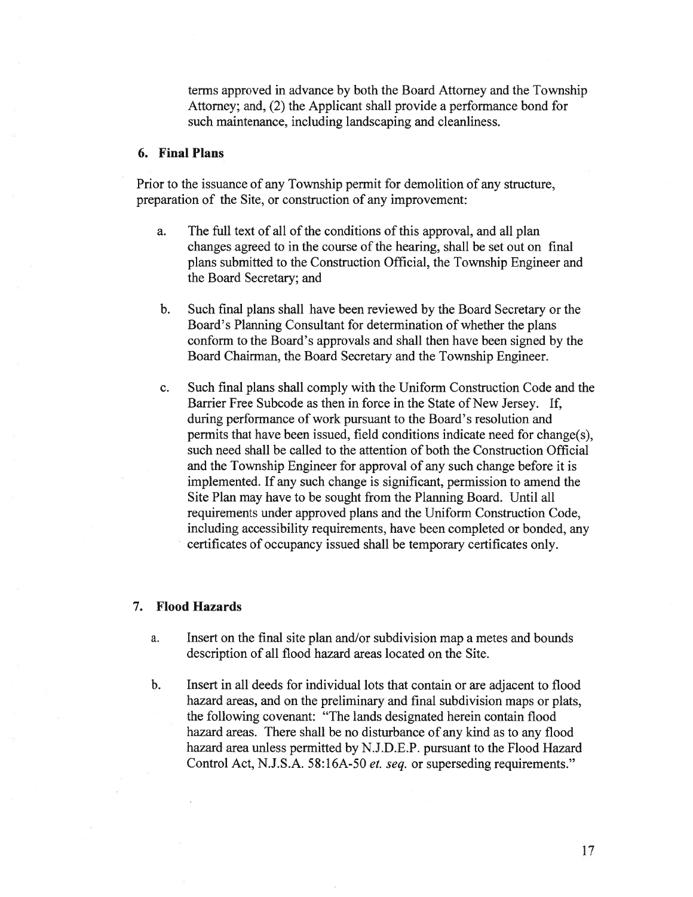terms approved in advance by both the Board Attorney and the Township Attorney; and, (2) the Applicant shall provide a performance bond for such maintenance, including landscaping and cleanliness.

### 6. Final Plans

Prior to the issuance of any Township permit for demolition of any structure, preparation of the Site, or construction of any improvement:

a. The full text of all of the conditions of this approval, and all plan changes agreed to in the course of the hearing, shall be set out on final plans submitted to the Construction Official, the Township Engineer and the Board Secretary; and

b. Such final plans shall have been reviewed by the Board Secretary or the Board's Planning Consultant for determination of whether the plans conform to the Board's approvals and shall then have been signed by the Board Chairman, the Board Secretary and the Township Engineer.

c. Such final plans shall comply with the Uniform Construction Code and the Barrier Free Subcode as then in force in the State of New Jersey. If, during performance of work pursuant to the Board's resolution and permits that have been issued, field conditions indicate need for change(s), such need shall be called to the attention of both the Construction Official and the Township Engineer for approval of any such change before it is implemented. If any such change is significant, permission to amend the Site Plan may have to be sought from the Planning Board. Until all requirements under approved plans and the Uniform Construction Code, including accessibility requirements, have been completed or bonded, any certificates of occupancy issued shall be temporary certificates only.

### 7. Flood Hazards

a. Insert on the final site plan and/or subdivision map a metes and bounds description of all flood hazard areas located on the Site.

b. Insert in all deeds for individual lots that contain or are adjacent to flood hazard areas, and on the preliminary and final subdivision maps or plats, the following covenant: "The lands designated herein contain flood hazard areas. There shall be no disturbance of any kind as to any flood hazard area unless permitted by N.J.D.E.P. pursuant to the Flood Hazard Control Act, N.J.S.A. 58:16A-50 *et. seq.* or superseding requirements."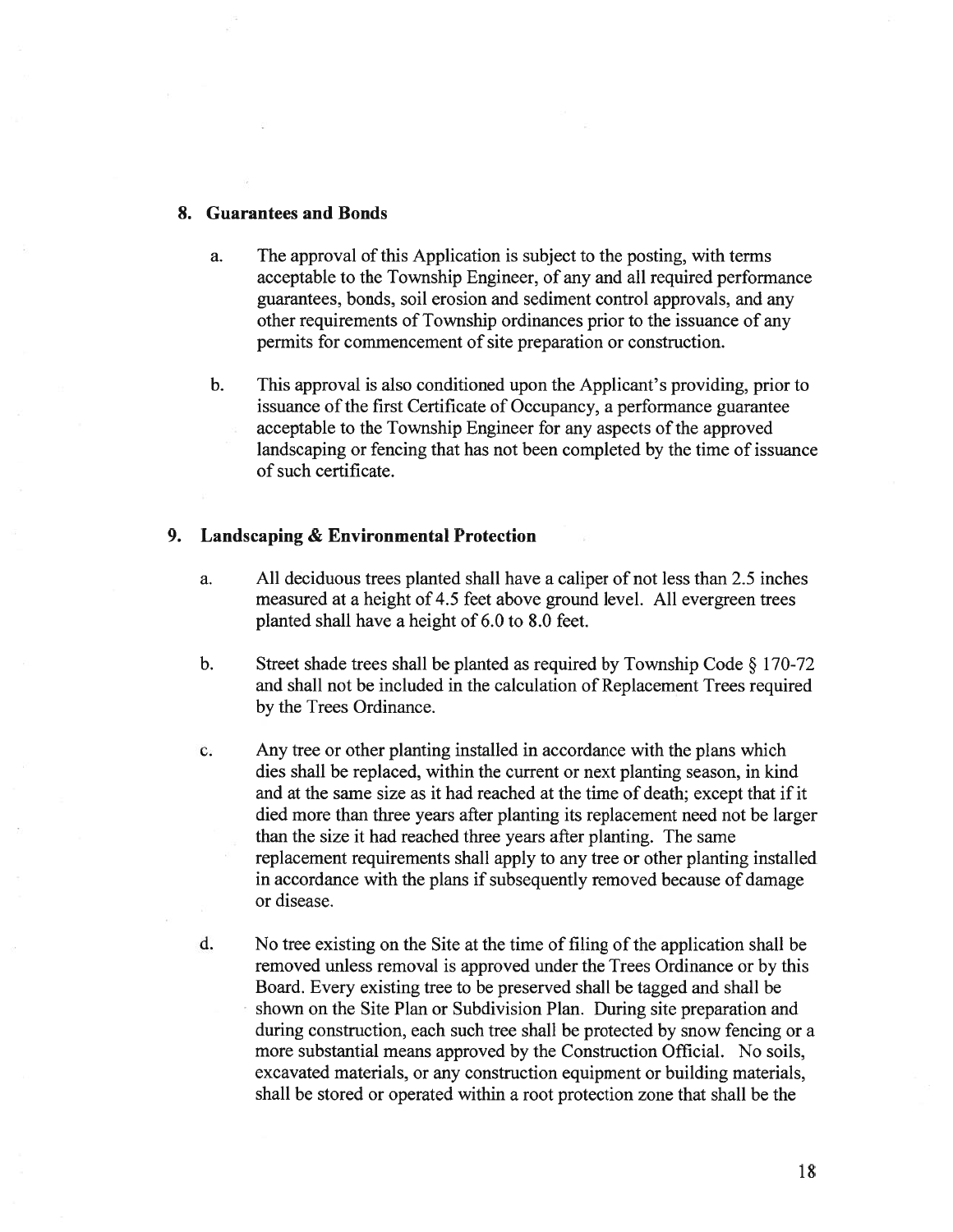**8. Guarantees and Bonds**

a. The approval of this Application is subject to the posting, with terms acceptable to the Township Engineer, of any and all required performance guarantees, bonds, soil erosion and sediment control approvals, and any other requirements of Township ordinances prior to the issuance of any permits for commencement of site preparation or construction.

b. This approval is also conditioned upon the Applicant's providing, prior to issuance of the first Certificate of Occupancy, a performance guarantee acceptable to the Township Engineer for any aspects of the approved landscaping or fencing that has not been completed by the time of issuance of such certificate.

**9. Landscaping & Environmental Protection**

a. All deciduous trees planted shall have a caliper of not less than 2.5 inches measured at a height of 4.5 feet above ground level. All evergreen trees planted shall have a height of 6.0 to 8.0 feet.

b. Street shade trees shall be planted as required by Township Code § 170-72 and shall not be included in the calculation of Replacement Trees required by the Trees Ordinance.

c. Any tree or other planting installed in accordance with the plans which dies shall be replaced, within the current or next planting season, in kind and at the same size as it had reached at the time of death; except that if it died more than three years after planting its replacement need not be larger than the size it had reached three years after planting. The same replacement requirements shall apply to any tree or other planting installed in accordance with the plans if subsequently removed because of damage or disease.

d. No tree existing on the Site at the time of filing of the application shall be removed unless removal is approved under the Trees Ordinance or by this Board. Every existing tree to be preserved shall be tagged and shall be shown on the Site Plan or Subdivision Plan. During site preparation and during construction, each such tree shall be protected by snow fencing or a more substantial means approved by the Construction Official. No soils, excavated materials, or any construction equipment or building materials, shall be stored or operated within a root protection zone that shall be the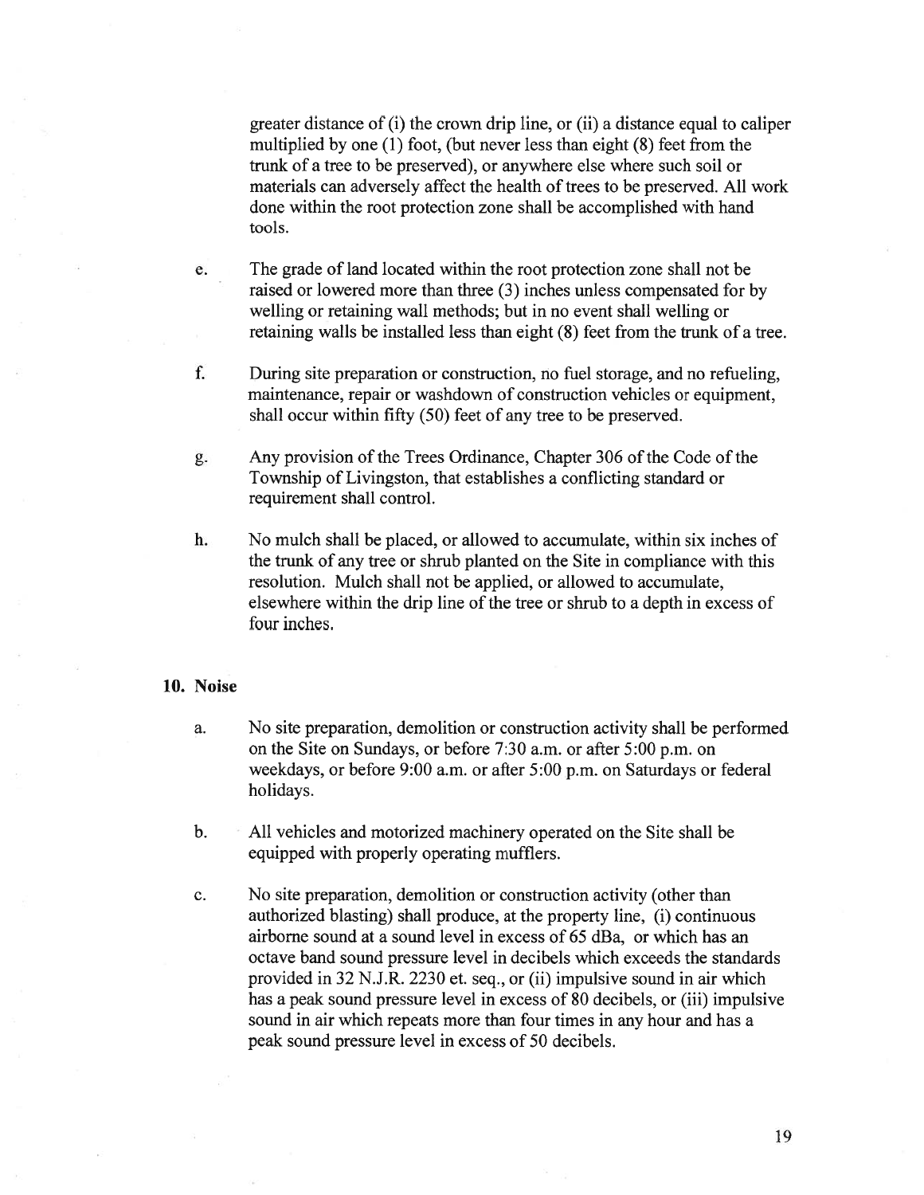greater distance of (i) the crown drip line, or (ii) a distance equal to caliper multiplied by one (1) foot, (but never less than eight (8) feet from the trunk of a tree to be preserved), or anywhere else where such soil or materials can adversely affect the health of trees to be preserved. All work done within the root protection zone shall be accomplished with hand tools.

e. The grade of land located within the root protection zone shall not be raised or lowered more than three (3) inches unless compensated for by welling or retaining wall methods; but in no event shall welling or retaining walls be installed less than eight (8) feet from the trunk of a tree.

f. During site preparation or construction, no fuel storage, and no refueling, maintenance, repair or washdown of construction vehicles or equipment, shall occur within fifty (50) feet of any tree to be preserved.

g. Any provision of the Trees Ordinance, Chapter 306 of the Code of the Township of Livingston, that establishes a conflicting standard or requirement shall control.

h. No mulch shall be placed, or allowed to accumulate, within six inches of the trunk of any tree or shrub planted on the Site in compliance with this resolution. Mulch shall not be applied, or allowed to accumulate, elsewhere within the drip line of the tree or shrub to a depth in excess of four inches.

**10. Noise**

a. No site preparation, demolition or construction activity shall be performed on the Site on Sundays, or before 7:30 a.m. or after 5:00 p.m. on weekdays, or before 9:00 a.m. or after 5:00 p.m. on Saturdays or federal holidays.

b. All vehicles and motorized machinery operated on the Site shall be equipped with properly operating mufflers.

c. No site preparation, demolition or construction activity (other than authorized blasting) shall produce, at the property line, (i) continuous airborne sound at a sound level in excess of 65 dBa, or which has an octave band sound pressure level in decibels which exceeds the standards provided in 32 N.J.R. 2230 et. seq., or (ii) impulsive sound in air which has a peak sound pressure level in excess of 80 decibels, or (iii) impulsive sound in air which repeats more than four times in any hour and has a peak sound pressure level in excess of 50 decibels.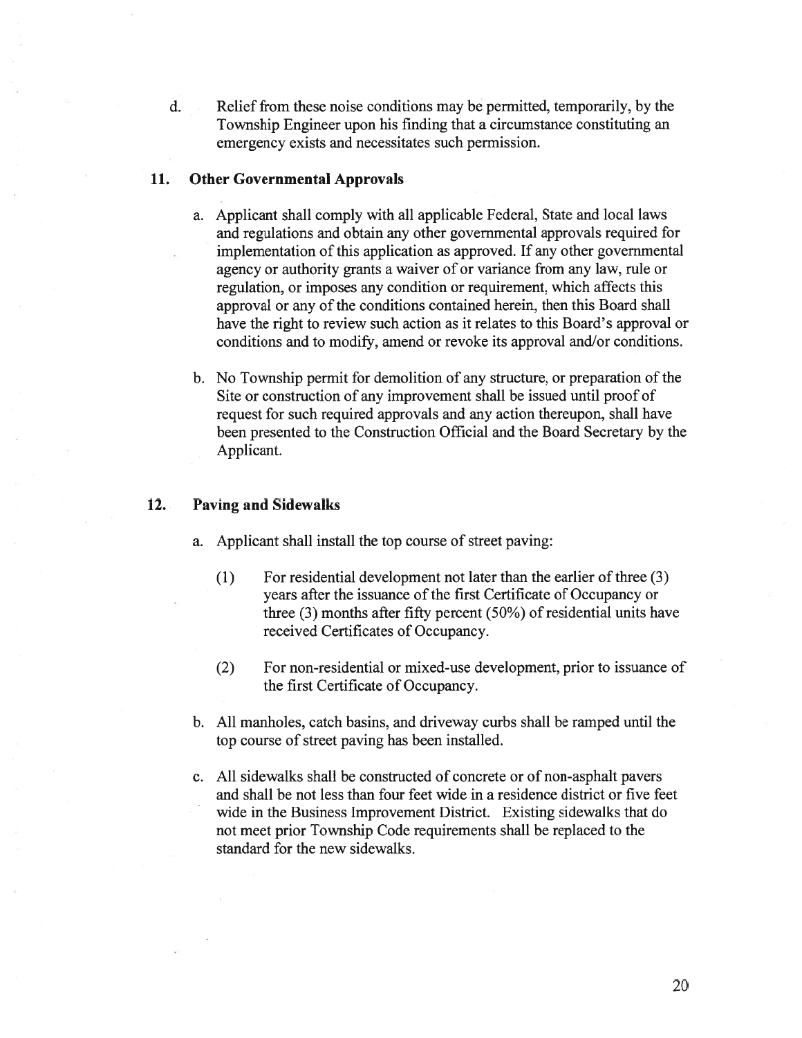d. Relief from these noise conditions may be permitted, temporarily, by the Township Engineer upon his finding that a circumstance constituting an emergency exists and necessitates such permission.

### 11. Other Governmental Approvals

a. Applicant shall comply with all applicable Federal, State and local laws and regulations and obtain any other governmental approvals required for implementation of this application as approved. If any other governmental agency or authority grants a waiver of or variance from any law, rule or regulation, or imposes any condition or requirement, which affects this approval or any of the conditions contained herein, then this Board shall have the right to review such action as it relates to this Board's approval or conditions and to modify, amend or revoke its approval and/or conditions.

b. No Township permit for demolition of any structure, or preparation of the Site or construction of any improvement shall be issued until proof of request for such required approvals and any action thereupon, shall have been presented to the Construction Official and the Board Secretary by the Applicant.

### 12. Paving and Sidewalks

a. Applicant shall install the top course of street paving:

(1) For residential development not later than the earlier of three (3) years after the issuance of the first Certificate of Occupancy or three (3) months after fifty percent (50%) of residential units have received Certificates of Occupancy.

(2) For non-residential or mixed-use development, prior to issuance of the first Certificate of Occupancy.

b. All manholes, catch basins, and driveway curbs shall be ramped until the top course of street paving has been installed.

c. All sidewalks shall be constructed of concrete or of non-asphalt pavers and shall be not less than four feet wide in a residence district or five feet wide in the Business Improvement District. Existing sidewalks that do not meet prior Township Code requirements shall be replaced to the standard for the new sidewalks.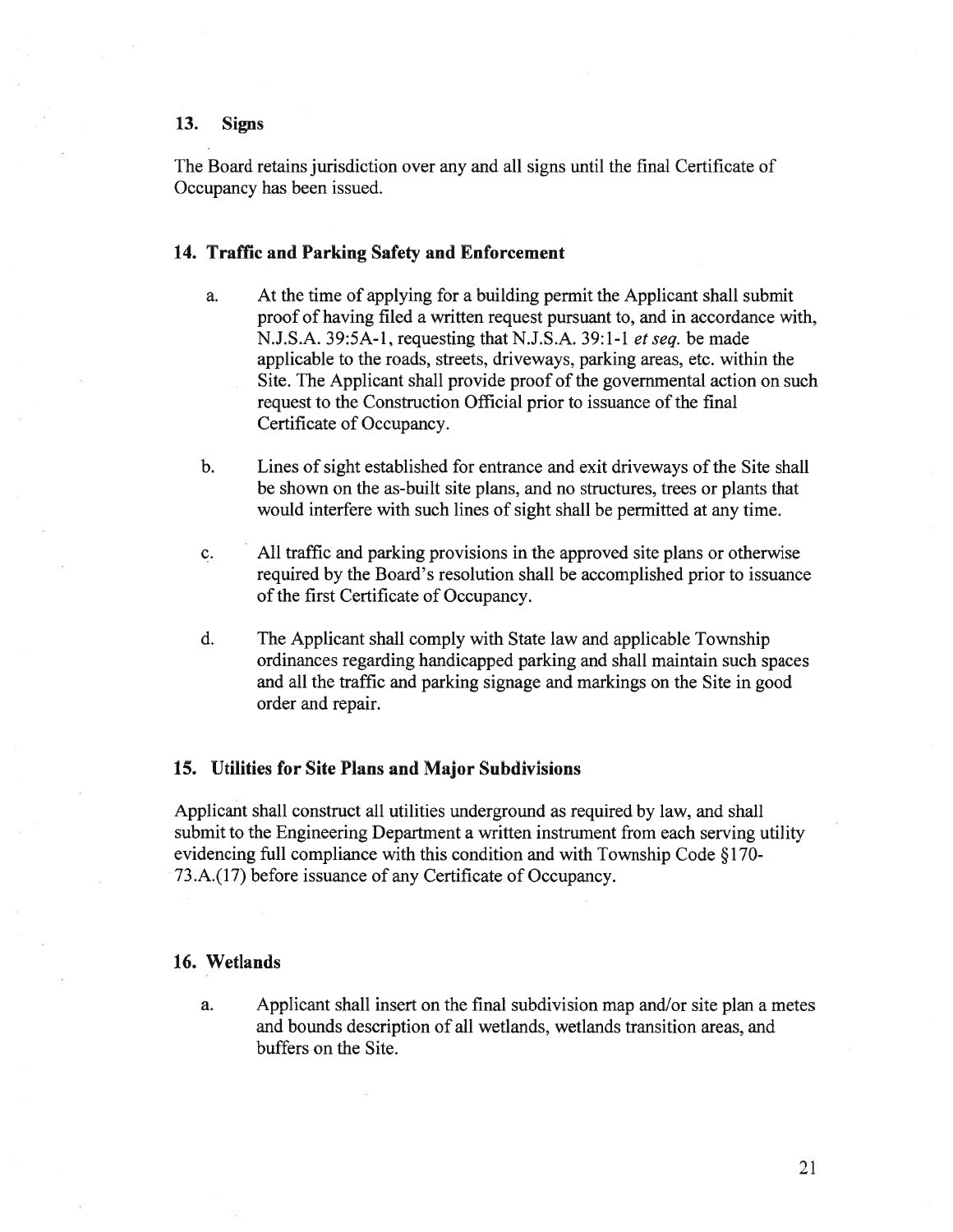### 13. Signs

The Board retains jurisdiction over any and all signs until the final Certificate of Occupancy has been issued.

### 14. Traffic and Parking Safety and Enforcement

a. At the time of applying for a building permit the Applicant shall submit proof of having filed a written request pursuant to, and in accordance with, N.J.S.A. 39:5A-1, requesting that N.J.S.A. 39:1-1 *et seq.* be made applicable to the roads, streets, driveways, parking areas, etc. within the Site. The Applicant shall provide proof of the governmental action on such request to the Construction Official prior to issuance of the final Certificate of Occupancy.

b. Lines of sight established for entrance and exit driveways of the Site shall be shown on the as-built site plans, and no structures, trees or plants that would interfere with such lines of sight shall be permitted at any time.

c. All traffic and parking provisions in the approved site plans or otherwise required by the Board's resolution shall be accomplished prior to issuance of the first Certificate of Occupancy.

d. The Applicant shall comply with State law and applicable Township ordinances regarding handicapped parking and shall maintain such spaces and all the traffic and parking signage and markings on the Site in good order and repair.

### 15. Utilities for Site Plans and Major Subdivisions

Applicant shall construct all utilities underground as required by law, and shall submit to the Engineering Department a written instrument from each serving utility evidencing full compliance with this condition and with Township Code §170-73.A.(17) before issuance of any Certificate of Occupancy.

### 16. Wetlands

a. Applicant shall insert on the final subdivision map and/or site plan a metes and bounds description of all wetlands, wetlands transition areas, and buffers on the Site.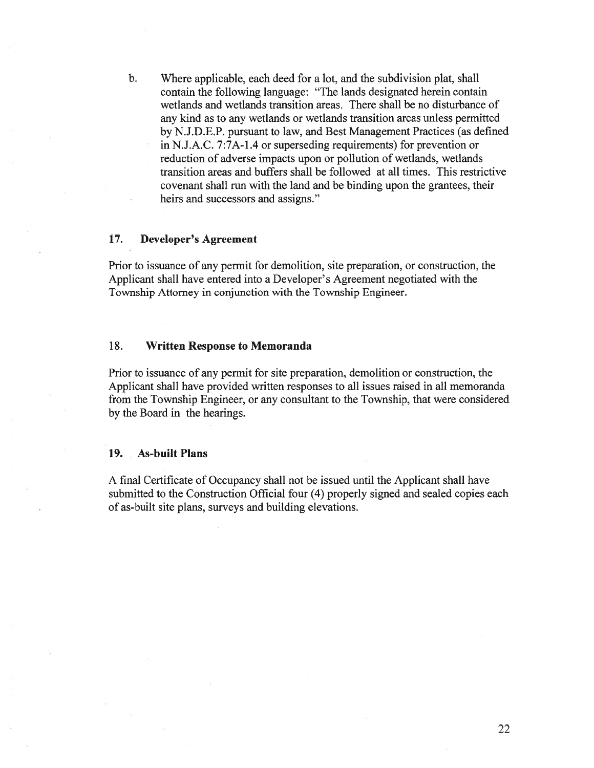b. Where applicable, each deed for a lot, and the subdivision plat, shall contain the following language: "The lands designated herein contain wetlands and wetlands transition areas. There shall be no disturbance of any kind as to any wetlands or wetlands transition areas unless permitted by N.J.D.E.P. pursuant to law, and Best Management Practices (as defined in N.J.A.C. 7:7A-1.4 or superseding requirements) for prevention or reduction of adverse impacts upon or pollution of wetlands, wetlands transition areas and buffers shall be followed at all times. This restrictive covenant shall run with the land and be binding upon the grantees, their heirs and successors and assigns."

## 17. Developer's Agreement

Prior to issuance of any permit for demolition, site preparation, or construction, the Applicant shall have entered into a Developer's Agreement negotiated with the Township Attorney in conjunction with the Township Engineer.

## 18. Written Response to Memoranda

Prior to issuance of any permit for site preparation, demolition or construction, the Applicant shall have provided written responses to all issues raised in all memoranda from the Township Engineer, or any consultant to the Township, that were considered by the Board in the hearings.

## 19. As-built Plans

A final Certificate of Occupancy shall not be issued until the Applicant shall have submitted to the Construction Official four (4) properly signed and sealed copies each of as-built site plans, surveys and building elevations.